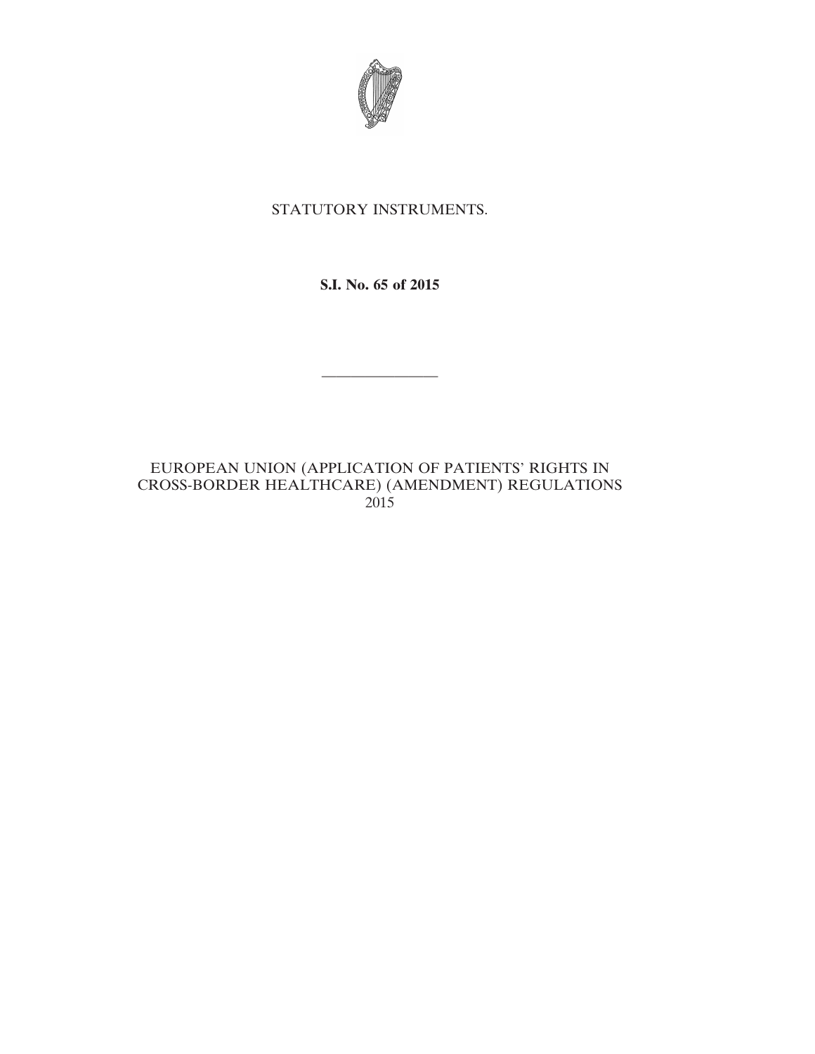STATUTORY INSTRUMENTS.

**S.I. No. 65 of 2015**

---

EUROPEAN UNION (APPLICATION OF PATIENTS' RIGHTS IN CROSS-BORDER HEALTHCARE) (AMENDMENT) REGULATIONS 2015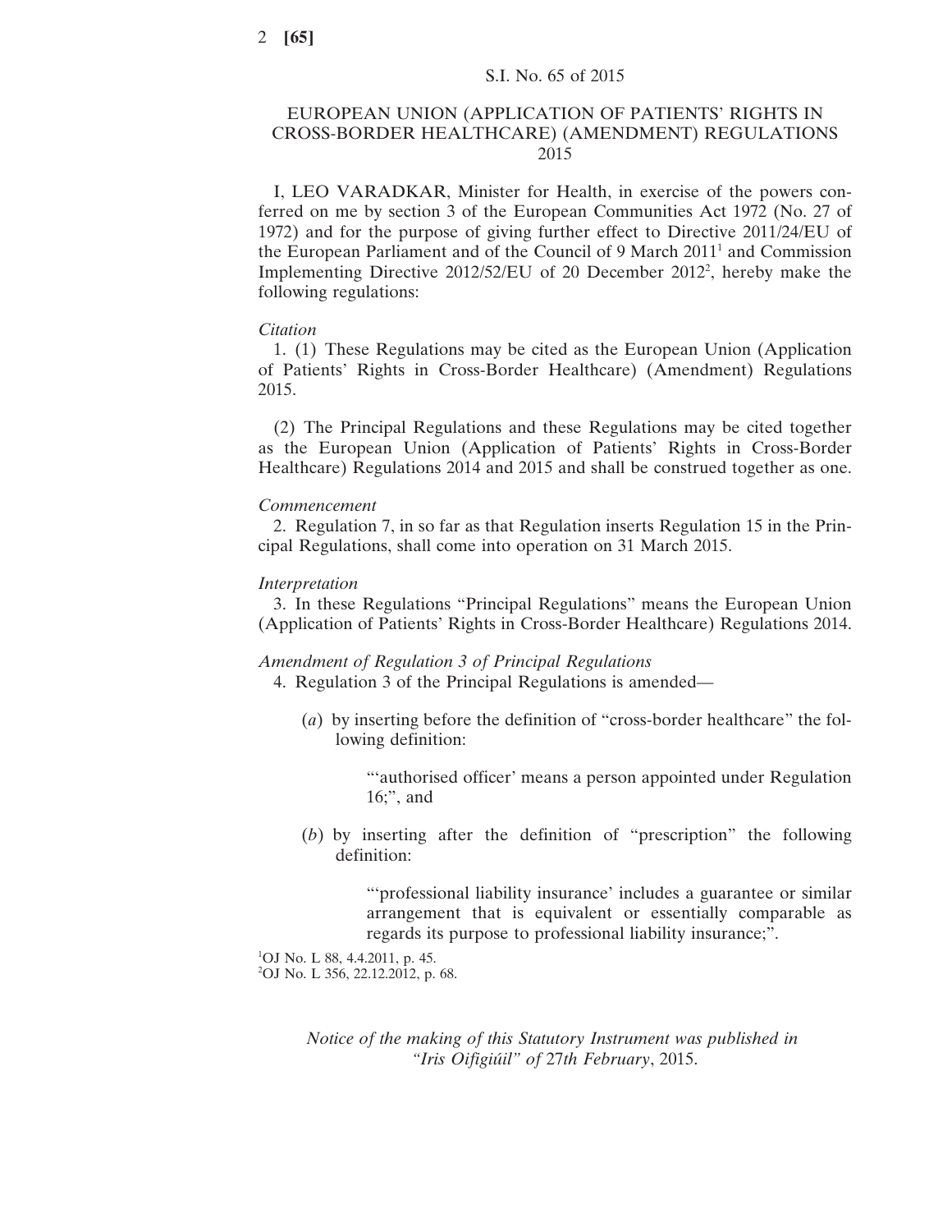S.I. No. 65 of 2015

# EUROPEAN UNION (APPLICATION OF PATIENTS' RIGHTS IN CROSS-BORDER HEALTHCARE) (AMENDMENT) REGULATIONS 2015

I, LEO VARADKAR, Minister for Health, in exercise of the powers conferred on me by section 3 of the European Communities Act 1972 (No. 27 of 1972) and for the purpose of giving further effect to Directive 2011/24/EU of the European Parliament and of the Council of 9 March 2011[1] and Commission Implementing Directive 2012/52/EU of 20 December 2012[2], hereby make the following regulations:

*Citation*

1. (1) These Regulations may be cited as the European Union (Application of Patients' Rights in Cross-Border Healthcare) (Amendment) Regulations 2015.

(2) The Principal Regulations and these Regulations may be cited together as the European Union (Application of Patients' Rights in Cross-Border Healthcare) Regulations 2014 and 2015 and shall be construed together as one.

*Commencement*

2. Regulation 7, in so far as that Regulation inserts Regulation 15 in the Principal Regulations, shall come into operation on 31 March 2015.

*Interpretation*

3. In these Regulations "Principal Regulations" means the European Union (Application of Patients' Rights in Cross-Border Healthcare) Regulations 2014.

*Amendment of Regulation 3 of Principal Regulations*

4. Regulation 3 of the Principal Regulations is amended—

(*a*) by inserting before the definition of "cross-border healthcare" the following definition:

> "'authorised officer' means a person appointed under Regulation 16;", and

(*b*) by inserting after the definition of "prescription" the following definition:

> "'professional liability insurance' includes a guarantee or similar arrangement that is equivalent or essentially comparable as regards its purpose to professional liability insurance;".

[1]OJ No. L 88, 4.4.2011, p. 45.
[2]OJ No. L 356, 22.12.2012, p. 68.

*Notice of the making of this Statutory Instrument was published in "Iris Oifigiúil" of 27th February, 2015.*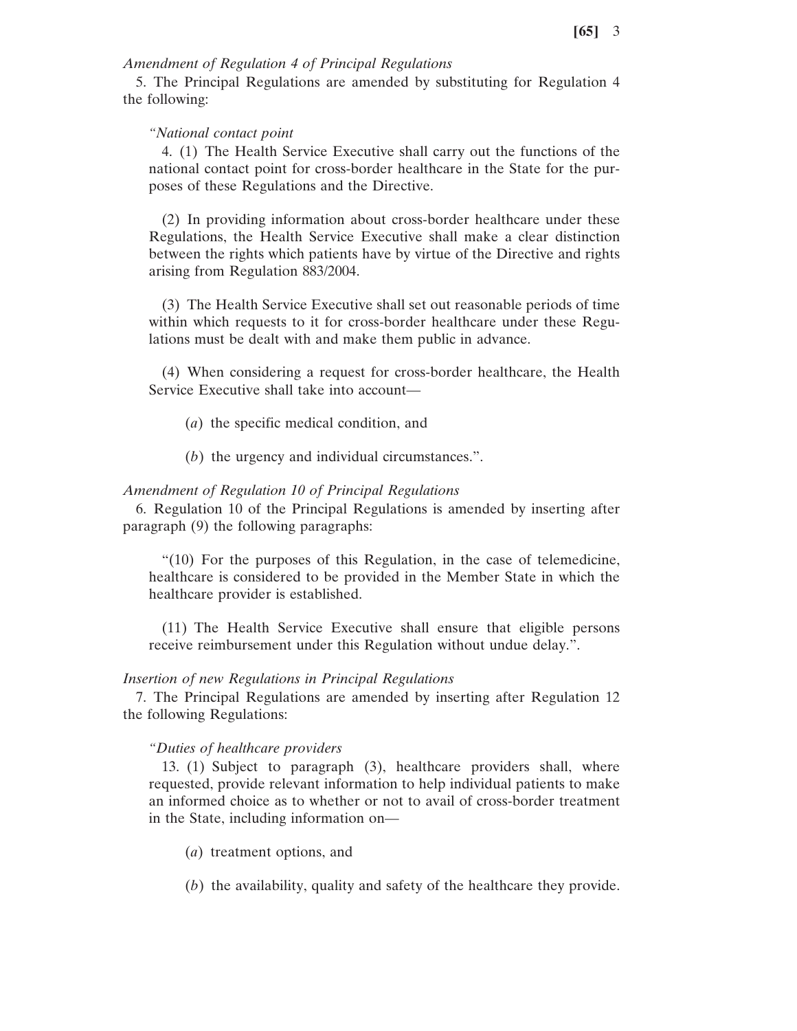*Amendment of Regulation 4 of Principal Regulations*

5. The Principal Regulations are amended by substituting for Regulation 4 the following:

*"National contact point*

4. (1) The Health Service Executive shall carry out the functions of the national contact point for cross-border healthcare in the State for the purposes of these Regulations and the Directive.

(2) In providing information about cross-border healthcare under these Regulations, the Health Service Executive shall make a clear distinction between the rights which patients have by virtue of the Directive and rights arising from Regulation 883/2004.

(3) The Health Service Executive shall set out reasonable periods of time within which requests to it for cross-border healthcare under these Regulations must be dealt with and make them public in advance.

(4) When considering a request for cross-border healthcare, the Health Service Executive shall take into account—

(*a*) the specific medical condition, and

(*b*) the urgency and individual circumstances.".

*Amendment of Regulation 10 of Principal Regulations*

6. Regulation 10 of the Principal Regulations is amended by inserting after paragraph (9) the following paragraphs:

"(10) For the purposes of this Regulation, in the case of telemedicine, healthcare is considered to be provided in the Member State in which the healthcare provider is established.

(11) The Health Service Executive shall ensure that eligible persons receive reimbursement under this Regulation without undue delay.".

*Insertion of new Regulations in Principal Regulations*

7. The Principal Regulations are amended by inserting after Regulation 12 the following Regulations:

*"Duties of healthcare providers*

13. (1) Subject to paragraph (3), healthcare providers shall, where requested, provide relevant information to help individual patients to make an informed choice as to whether or not to avail of cross-border treatment in the State, including information on—

(*a*) treatment options, and

(*b*) the availability, quality and safety of the healthcare they provide.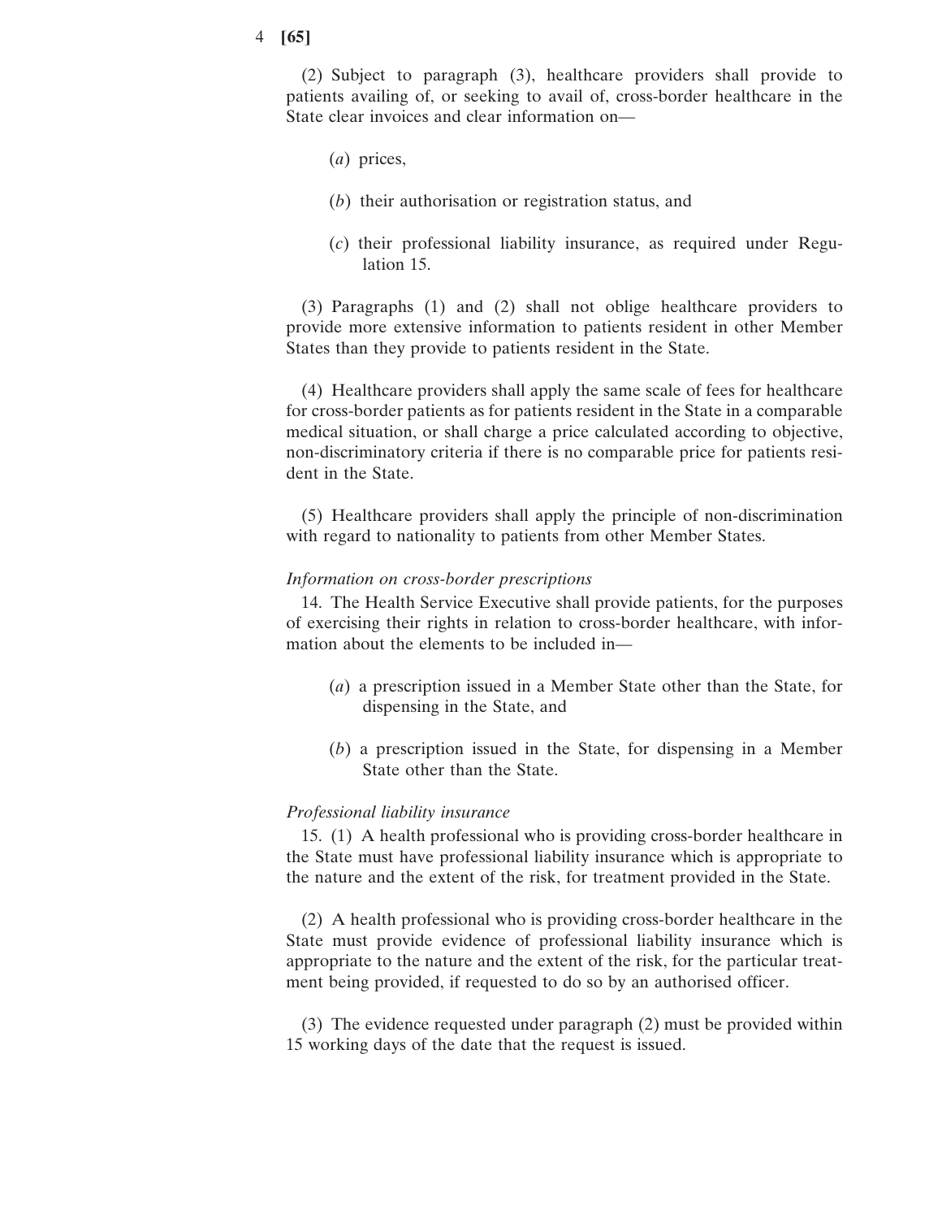(2) Subject to paragraph (3), healthcare providers shall provide to patients availing of, or seeking to avail of, cross-border healthcare in the State clear invoices and clear information on—

(*a*) prices,

(*b*) their authorisation or registration status, and

(*c*) their professional liability insurance, as required under Regulation 15.

(3) Paragraphs (1) and (2) shall not oblige healthcare providers to provide more extensive information to patients resident in other Member States than they provide to patients resident in the State.

(4) Healthcare providers shall apply the same scale of fees for healthcare for cross-border patients as for patients resident in the State in a comparable medical situation, or shall charge a price calculated according to objective, non-discriminatory criteria if there is no comparable price for patients resident in the State.

(5) Healthcare providers shall apply the principle of non-discrimination with regard to nationality to patients from other Member States.

*Information on cross-border prescriptions*

14. The Health Service Executive shall provide patients, for the purposes of exercising their rights in relation to cross-border healthcare, with information about the elements to be included in—

(*a*) a prescription issued in a Member State other than the State, for dispensing in the State, and

(*b*) a prescription issued in the State, for dispensing in a Member State other than the State.

*Professional liability insurance*

15. (1) A health professional who is providing cross-border healthcare in the State must have professional liability insurance which is appropriate to the nature and the extent of the risk, for treatment provided in the State.

(2) A health professional who is providing cross-border healthcare in the State must provide evidence of professional liability insurance which is appropriate to the nature and the extent of the risk, for the particular treatment being provided, if requested to do so by an authorised officer.

(3) The evidence requested under paragraph (2) must be provided within 15 working days of the date that the request is issued.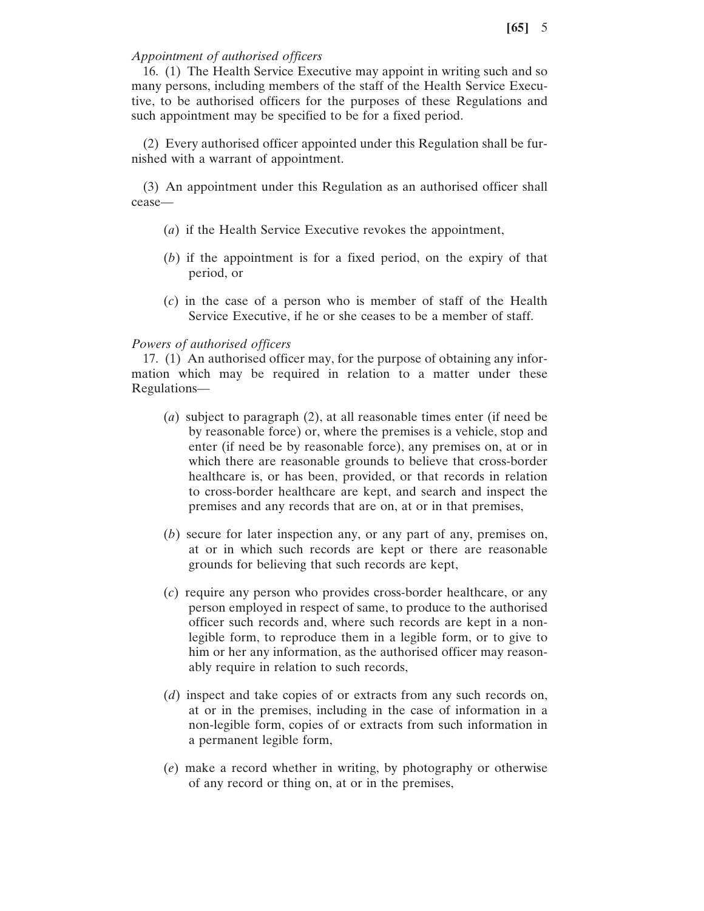*Appointment of authorised officers*

16. (1) The Health Service Executive may appoint in writing such and so many persons, including members of the staff of the Health Service Executive, to be authorised officers for the purposes of these Regulations and such appointment may be specified to be for a fixed period.

(2) Every authorised officer appointed under this Regulation shall be furnished with a warrant of appointment.

(3) An appointment under this Regulation as an authorised officer shall cease—

(*a*) if the Health Service Executive revokes the appointment,

(*b*) if the appointment is for a fixed period, on the expiry of that period, or

(*c*) in the case of a person who is member of staff of the Health Service Executive, if he or she ceases to be a member of staff.

*Powers of authorised officers*

17. (1) An authorised officer may, for the purpose of obtaining any information which may be required in relation to a matter under these Regulations—

(*a*) subject to paragraph (2), at all reasonable times enter (if need be by reasonable force) or, where the premises is a vehicle, stop and enter (if need be by reasonable force), any premises on, at or in which there are reasonable grounds to believe that cross-border healthcare is, or has been, provided, or that records in relation to cross-border healthcare are kept, and search and inspect the premises and any records that are on, at or in that premises,

(*b*) secure for later inspection any, or any part of any, premises on, at or in which such records are kept or there are reasonable grounds for believing that such records are kept,

(*c*) require any person who provides cross-border healthcare, or any person employed in respect of same, to produce to the authorised officer such records and, where such records are kept in a non-legible form, to reproduce them in a legible form, or to give to him or her any information, as the authorised officer may reasonably require in relation to such records,

(*d*) inspect and take copies of or extracts from any such records on, at or in the premises, including in the case of information in a non-legible form, copies of or extracts from such information in a permanent legible form,

(*e*) make a record whether in writing, by photography or otherwise of any record or thing on, at or in the premises,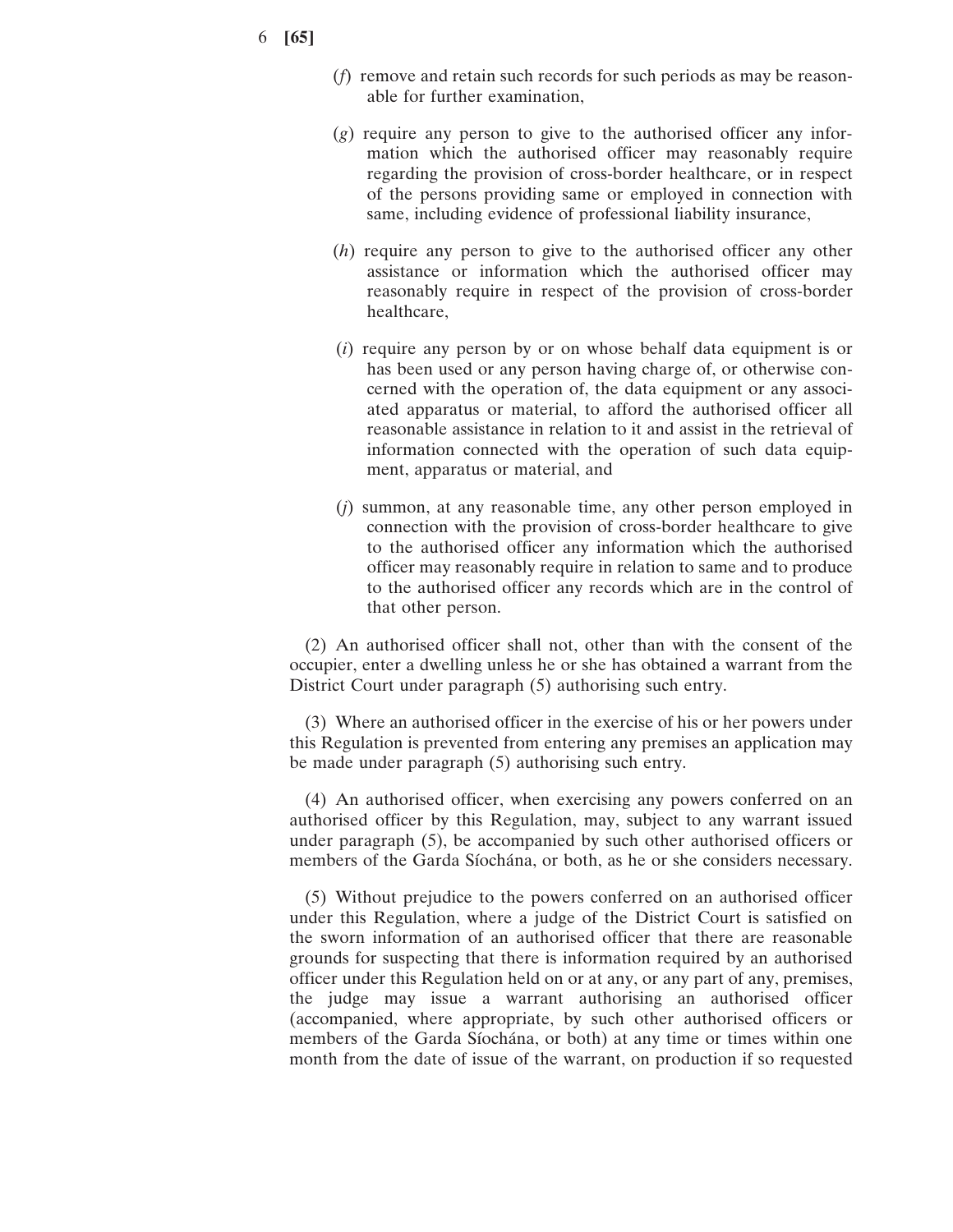(*f*) remove and retain such records for such periods as may be reasonable for further examination,

(*g*) require any person to give to the authorised officer any information which the authorised officer may reasonably require regarding the provision of cross-border healthcare, or in respect of the persons providing same or employed in connection with same, including evidence of professional liability insurance,

(*h*) require any person to give to the authorised officer any other assistance or information which the authorised officer may reasonably require in respect of the provision of cross-border healthcare,

(*i*) require any person by or on whose behalf data equipment is or has been used or any person having charge of, or otherwise concerned with the operation of, the data equipment or any associated apparatus or material, to afford the authorised officer all reasonable assistance in relation to it and assist in the retrieval of information connected with the operation of such data equipment, apparatus or material, and

(*j*) summon, at any reasonable time, any other person employed in connection with the provision of cross-border healthcare to give to the authorised officer any information which the authorised officer may reasonably require in relation to same and to produce to the authorised officer any records which are in the control of that other person.

(2) An authorised officer shall not, other than with the consent of the occupier, enter a dwelling unless he or she has obtained a warrant from the District Court under paragraph (5) authorising such entry.

(3) Where an authorised officer in the exercise of his or her powers under this Regulation is prevented from entering any premises an application may be made under paragraph (5) authorising such entry.

(4) An authorised officer, when exercising any powers conferred on an authorised officer by this Regulation, may, subject to any warrant issued under paragraph (5), be accompanied by such other authorised officers or members of the Garda Síochána, or both, as he or she considers necessary.

(5) Without prejudice to the powers conferred on an authorised officer under this Regulation, where a judge of the District Court is satisfied on the sworn information of an authorised officer that there are reasonable grounds for suspecting that there is information required by an authorised officer under this Regulation held on or at any, or any part of any, premises, the judge may issue a warrant authorising an authorised officer (accompanied, where appropriate, by such other authorised officers or members of the Garda Síochána, or both) at any time or times within one month from the date of issue of the warrant, on production if so requested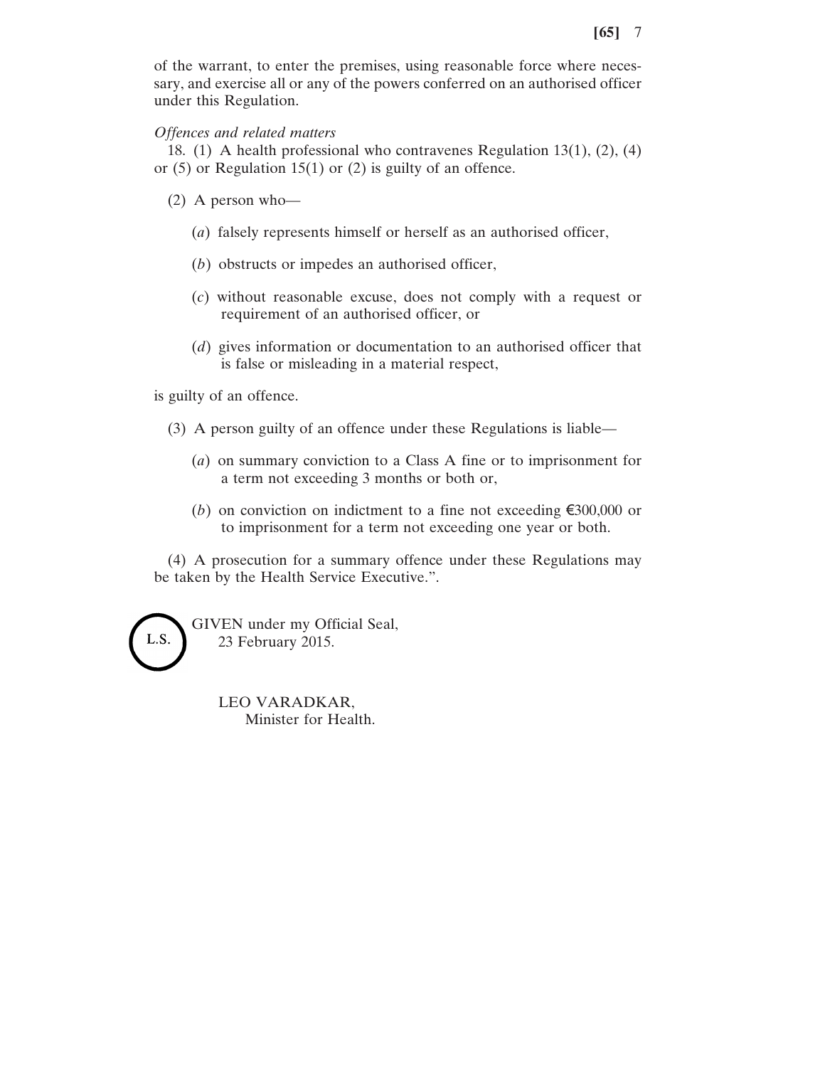of the warrant, to enter the premises, using reasonable force where necessary, and exercise all or any of the powers conferred on an authorised officer under this Regulation.

*Offences and related matters*

18. (1) A health professional who contravenes Regulation 13(1), (2), (4) or (5) or Regulation 15(1) or (2) is guilty of an offence.

(2) A person who—

(*a*) falsely represents himself or herself as an authorised officer,

(*b*) obstructs or impedes an authorised officer,

(*c*) without reasonable excuse, does not comply with a request or requirement of an authorised officer, or

(*d*) gives information or documentation to an authorised officer that is false or misleading in a material respect,

is guilty of an offence.

(3) A person guilty of an offence under these Regulations is liable—

(*a*) on summary conviction to a Class A fine or to imprisonment for a term not exceeding 3 months or both or,

(*b*) on conviction on indictment to a fine not exceeding €300,000 or to imprisonment for a term not exceeding one year or both.

(4) A prosecution for a summary offence under these Regulations may be taken by the Health Service Executive.”.

L.S.

GIVEN under my Official Seal,
23 February 2015.

LEO VARADKAR,
Minister for Health.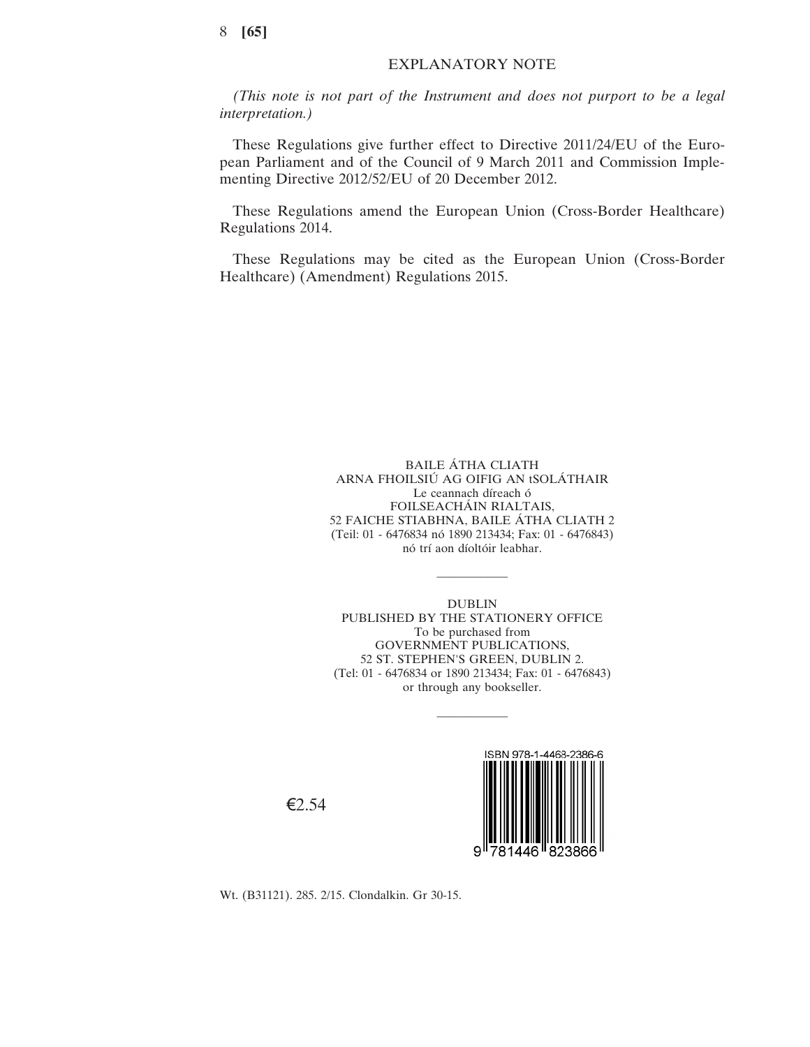## EXPLANATORY NOTE

*(This note is not part of the Instrument and does not purport to be a legal interpretation.)*

These Regulations give further effect to Directive 2011/24/EU of the European Parliament and of the Council of 9 March 2011 and Commission Implementing Directive 2012/52/EU of 20 December 2012.

These Regulations amend the European Union (Cross-Border Healthcare) Regulations 2014.

These Regulations may be cited as the European Union (Cross-Border Healthcare) (Amendment) Regulations 2015.

BAILE ÁTHA CLIATH
ARNA FHOILSIÚ AG OIFIG AN tSOLÁTHAIR
Le ceannach díreach ó
FOILSEACHÁIN RIALTAIS,
52 FAICHE STIABHNA, BAILE ÁTHA CLIATH 2
(Teil: 01 - 6476834 nó 1890 213434; Fax: 01 - 6476843)
nó trí aon díoltóir leabhar.

---

DUBLIN
PUBLISHED BY THE STATIONERY OFFICE
To be purchased from
GOVERNMENT PUBLICATIONS,
52 ST. STEPHEN'S GREEN, DUBLIN 2.
(Tel: 01 - 6476834 or 1890 213434; Fax: 01 - 6476843)
or through any bookseller.

---

€2.54

ISBN 978-1-4468-2386-6

9 781446 823866

Wt. (B31121). 285. 2/15. Clondalkin. Gr 30-15.